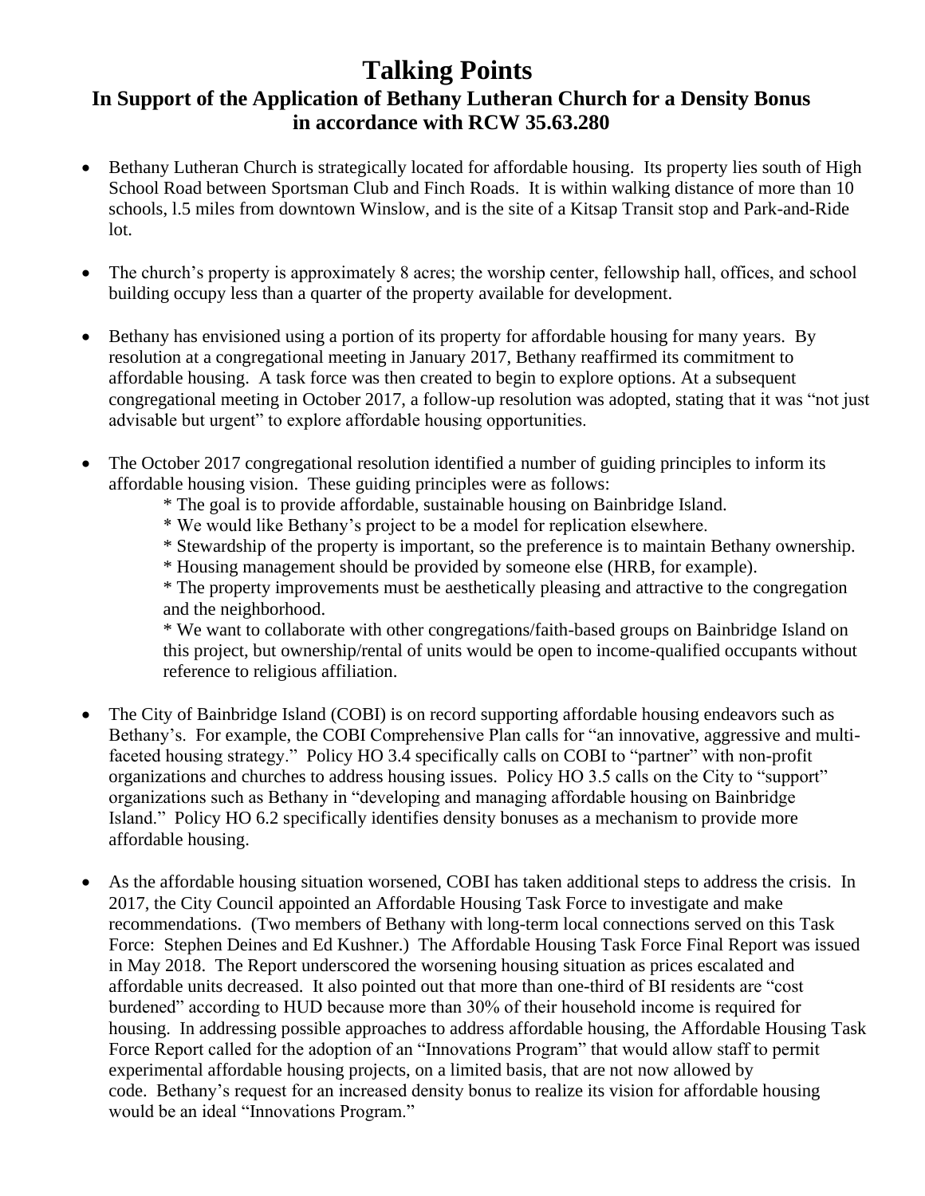# Talking Points

## In Support of the Application of Bethany Lutheran Church for a Density Bonus in accordance with RCW 35.63.280

- Bethany Lutheran Church is strategically located for affordable housing. Its property lies south of High School Road between Sportsman Club and Finch Roads. It is within walking distance of more than 10 schools, l.5 miles from downtown Winslow, and is the site of a Kitsap Transit stop and Park-and-Ride lot.

- The church's property is approximately 8 acres; the worship center, fellowship hall, offices, and school building occupy less than a quarter of the property available for development.

- Bethany has envisioned using a portion of its property for affordable housing for many years. By resolution at a congregational meeting in January 2017, Bethany reaffirmed its commitment to affordable housing. A task force was then created to begin to explore options. At a subsequent congregational meeting in October 2017, a follow-up resolution was adopted, stating that it was "not just advisable but urgent" to explore affordable housing opportunities.

- The October 2017 congregational resolution identified a number of guiding principles to inform its affordable housing vision. These guiding principles were as follows:
  - * The goal is to provide affordable, sustainable housing on Bainbridge Island.
  - * We would like Bethany's project to be a model for replication elsewhere.
  - * Stewardship of the property is important, so the preference is to maintain Bethany ownership.
  - * Housing management should be provided by someone else (HRB, for example).
  - * The property improvements must be aesthetically pleasing and attractive to the congregation and the neighborhood.
  - * We want to collaborate with other congregations/faith-based groups on Bainbridge Island on this project, but ownership/rental of units would be open to income-qualified occupants without reference to religious affiliation.

- The City of Bainbridge Island (COBI) is on record supporting affordable housing endeavors such as Bethany's. For example, the COBI Comprehensive Plan calls for "an innovative, aggressive and multi-faceted housing strategy." Policy HO 3.4 specifically calls on COBI to "partner" with non-profit organizations and churches to address housing issues. Policy HO 3.5 calls on the City to "support" organizations such as Bethany in "developing and managing affordable housing on Bainbridge Island." Policy HO 6.2 specifically identifies density bonuses as a mechanism to provide more affordable housing.

- As the affordable housing situation worsened, COBI has taken additional steps to address the crisis. In 2017, the City Council appointed an Affordable Housing Task Force to investigate and make recommendations. (Two members of Bethany with long-term local connections served on this Task Force: Stephen Deines and Ed Kushner.) The Affordable Housing Task Force Final Report was issued in May 2018. The Report underscored the worsening housing situation as prices escalated and affordable units decreased. It also pointed out that more than one-third of BI residents are "cost burdened" according to HUD because more than 30% of their household income is required for housing. In addressing possible approaches to address affordable housing, the Affordable Housing Task Force Report called for the adoption of an "Innovations Program" that would allow staff to permit experimental affordable housing projects, on a limited basis, that are not now allowed by code. Bethany's request for an increased density bonus to realize its vision for affordable housing would be an ideal "Innovations Program."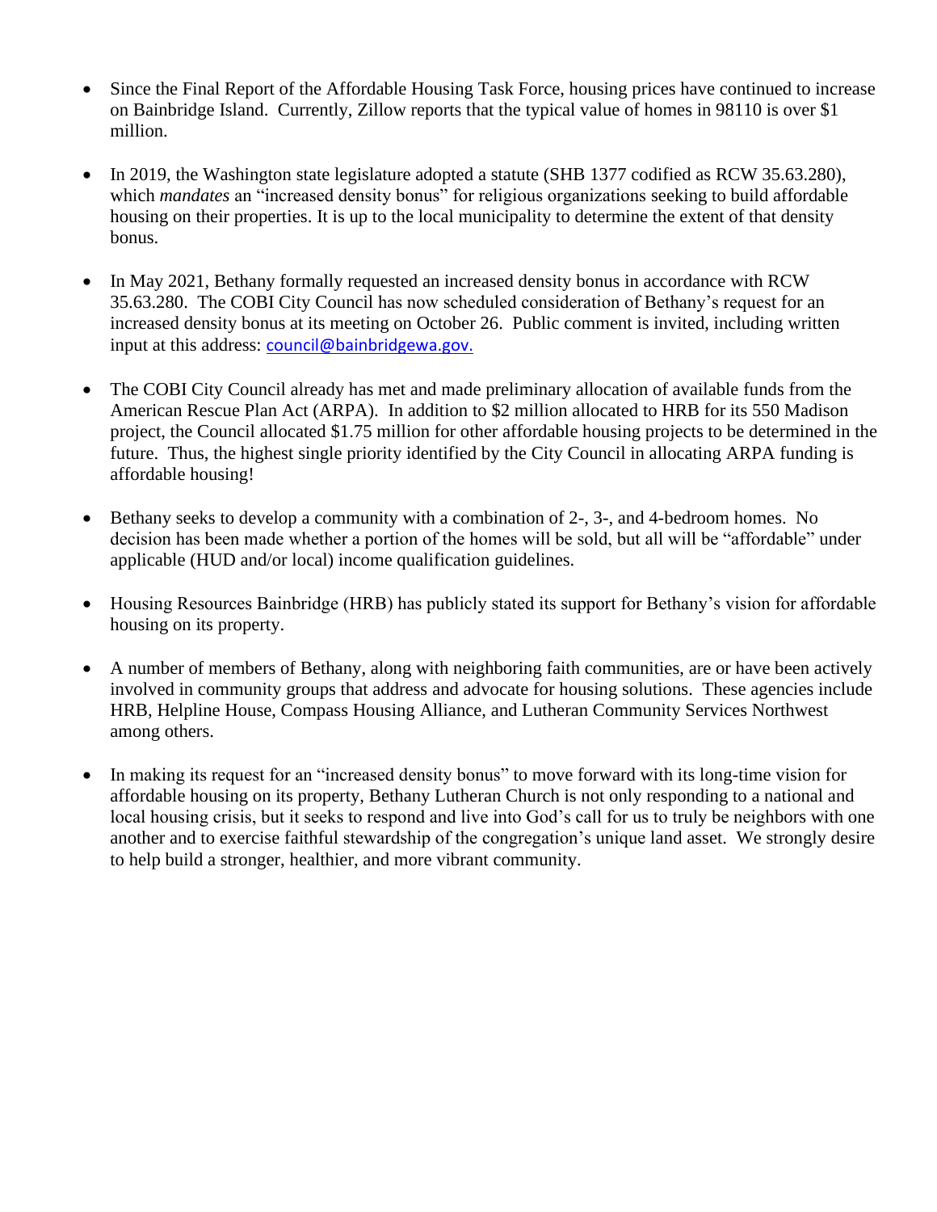- Since the Final Report of the Affordable Housing Task Force, housing prices have continued to increase on Bainbridge Island. Currently, Zillow reports that the typical value of homes in 98110 is over $1 million.

- In 2019, the Washington state legislature adopted a statute (SHB 1377 codified as RCW 35.63.280), which *mandates* an "increased density bonus" for religious organizations seeking to build affordable housing on their properties. It is up to the local municipality to determine the extent of that density bonus.

- In May 2021, Bethany formally requested an increased density bonus in accordance with RCW 35.63.280. The COBI City Council has now scheduled consideration of Bethany's request for an increased density bonus at its meeting on October 26. Public comment is invited, including written input at this address: council@bainbridgewa.gov.

- The COBI City Council already has met and made preliminary allocation of available funds from the American Rescue Plan Act (ARPA). In addition to $2 million allocated to HRB for its 550 Madison project, the Council allocated $1.75 million for other affordable housing projects to be determined in the future. Thus, the highest single priority identified by the City Council in allocating ARPA funding is affordable housing!

- Bethany seeks to develop a community with a combination of 2-, 3-, and 4-bedroom homes. No decision has been made whether a portion of the homes will be sold, but all will be "affordable" under applicable (HUD and/or local) income qualification guidelines.

- Housing Resources Bainbridge (HRB) has publicly stated its support for Bethany's vision for affordable housing on its property.

- A number of members of Bethany, along with neighboring faith communities, are or have been actively involved in community groups that address and advocate for housing solutions. These agencies include HRB, Helpline House, Compass Housing Alliance, and Lutheran Community Services Northwest among others.

- In making its request for an "increased density bonus" to move forward with its long-time vision for affordable housing on its property, Bethany Lutheran Church is not only responding to a national and local housing crisis, but it seeks to respond and live into God's call for us to truly be neighbors with one another and to exercise faithful stewardship of the congregation's unique land asset. We strongly desire to help build a stronger, healthier, and more vibrant community.